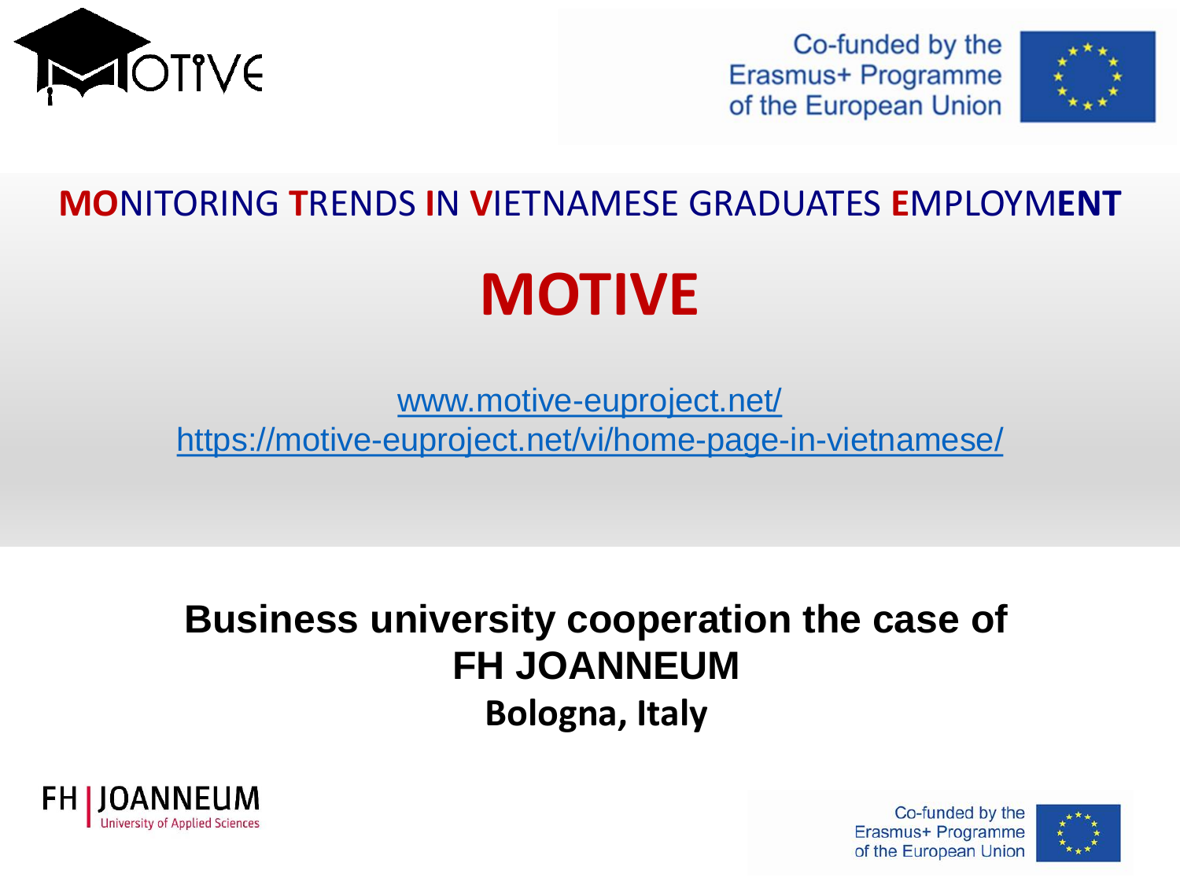Co-funded by the Erasmus+ Programme of the European Union

**MO**NITORING **T**RENDS **I**N **V**IETNAMESE GRADUATES **E**MPLOYM**ENT**

# MOTIVE

www.motive-euproject.net/
https://motive-euproject.net/vi/home-page-in-vietnamese/

## Business university cooperation the case of FH JOANNEUM

**Bologna, Italy**

FH | JOANNEUM University of Applied Sciences

Co-funded by the Erasmus+ Programme of the European Union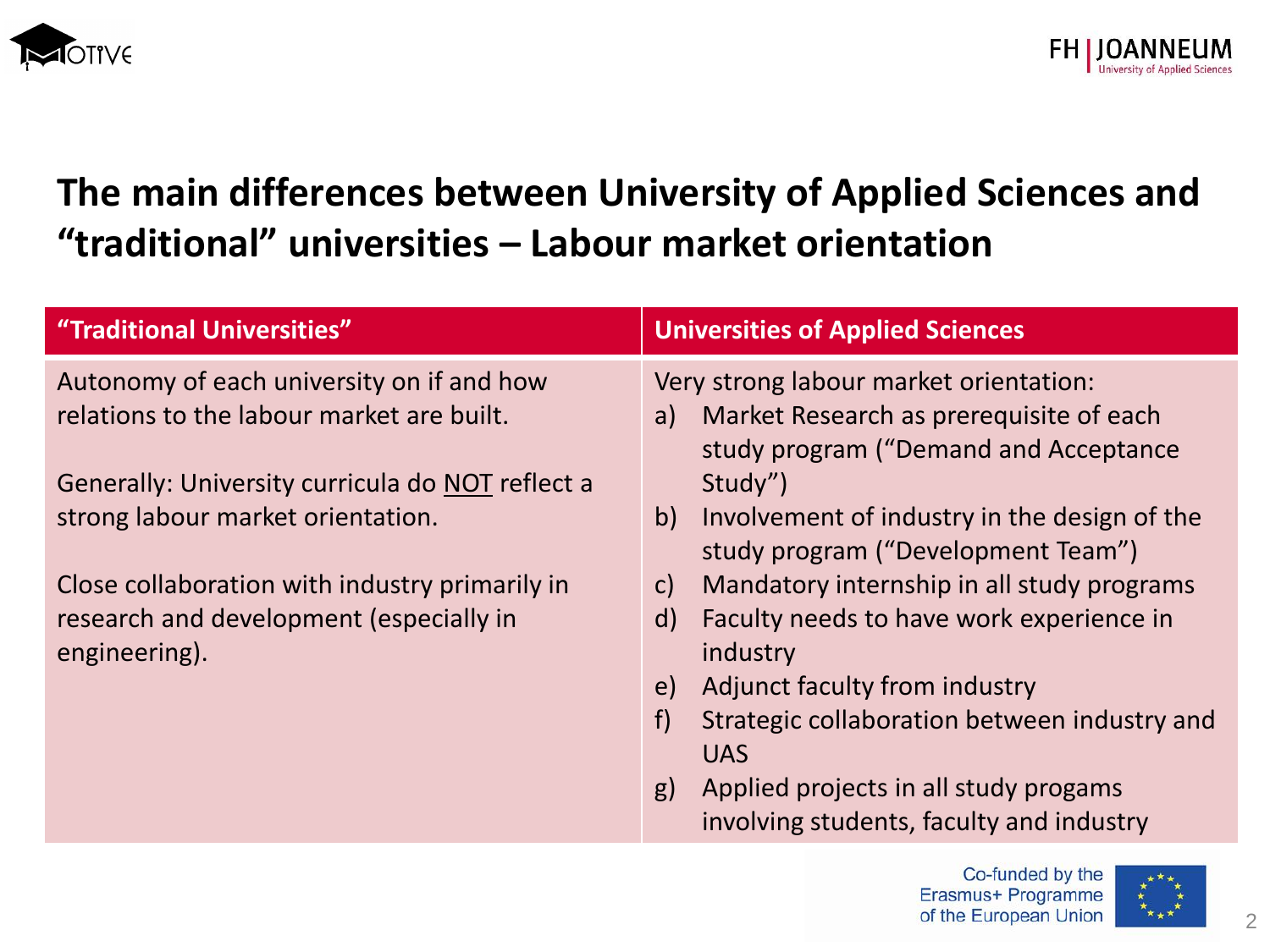# The main differences between University of Applied Sciences and "traditional" universities – Labour market orientation

| "Traditional Universities" | Universities of Applied Sciences |
| --- | --- |
| Autonomy of each university on if and how relations to the labour market are built.<br><br>Generally: University curricula do <u>NOT</u> reflect a strong labour market orientation.<br><br>Close collaboration with industry primarily in research and development (especially in engineering). | Very strong labour market orientation:<br>a) Market Research as prerequisite of each study program ("Demand and Acceptance Study")<br>b) Involvement of industry in the design of the study program ("Development Team")<br>c) Mandatory internship in all study programs<br>d) Faculty needs to have work experience in industry<br>e) Adjunct faculty from industry<br>f) Strategic collaboration between industry and UAS<br>g) Applied projects in all study progams involving students, faculty and industry |

Co-funded by the Erasmus+ Programme of the European Union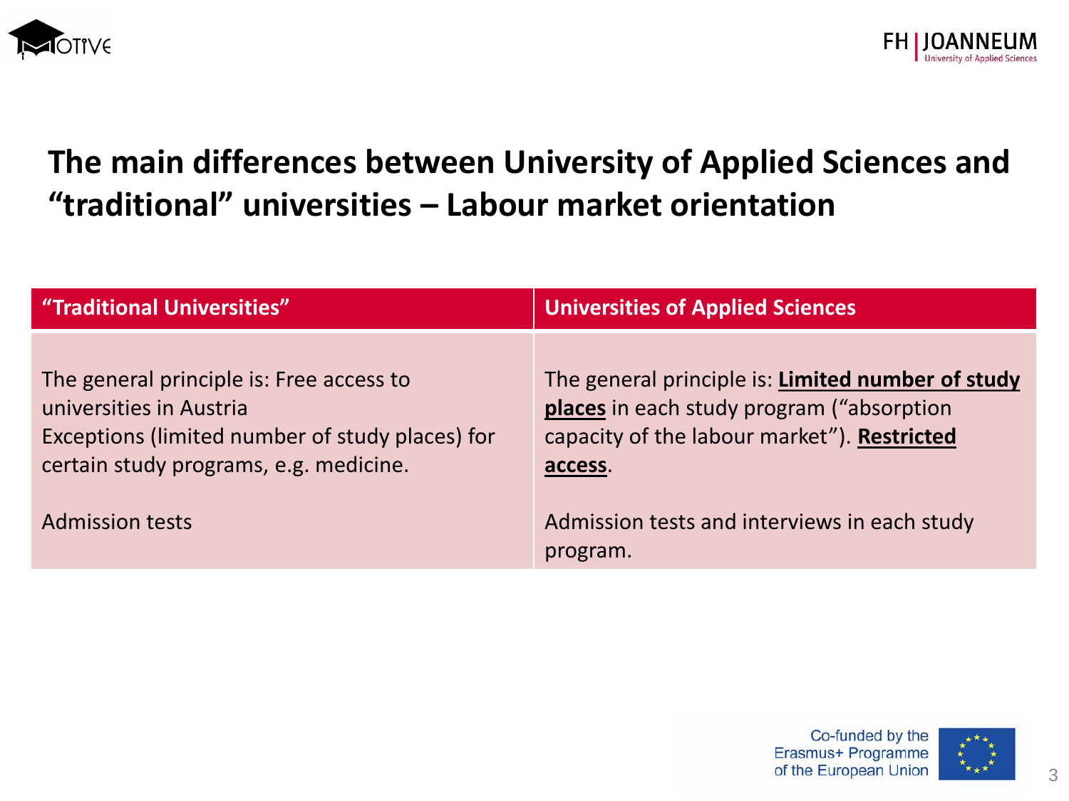# The main differences between University of Applied Sciences and "traditional" universities – Labour market orientation

| "Traditional Universities" | Universities of Applied Sciences |
| --- | --- |
| The general principle is: Free access to universities in Austria<br>Exceptions (limited number of study places) for certain study programs, e.g. medicine. | The general principle is: **Limited number of study places** in each study program ("absorption capacity of the labour market"). **Restricted access**. |
| Admission tests | Admission tests and interviews in each study program. |

Co-funded by the Erasmus+ Programme of the European Union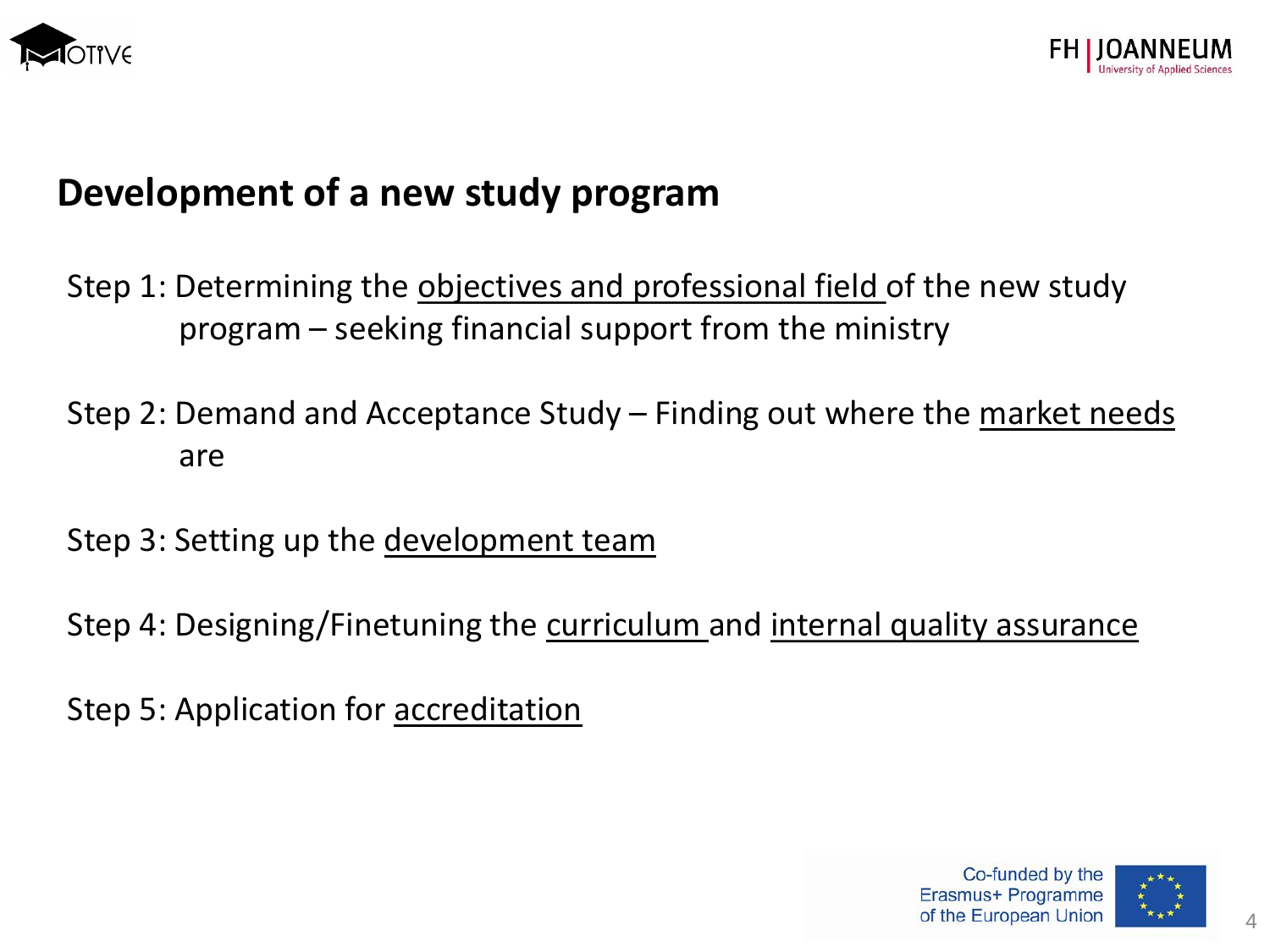## Development of a new study program

Step 1: Determining the objectives and professional field of the new study program – seeking financial support from the ministry

Step 2: Demand and Acceptance Study – Finding out where the market needs are

Step 3: Setting up the development team

Step 4: Designing/Finetuning the curriculum and internal quality assurance

Step 5: Application for accreditation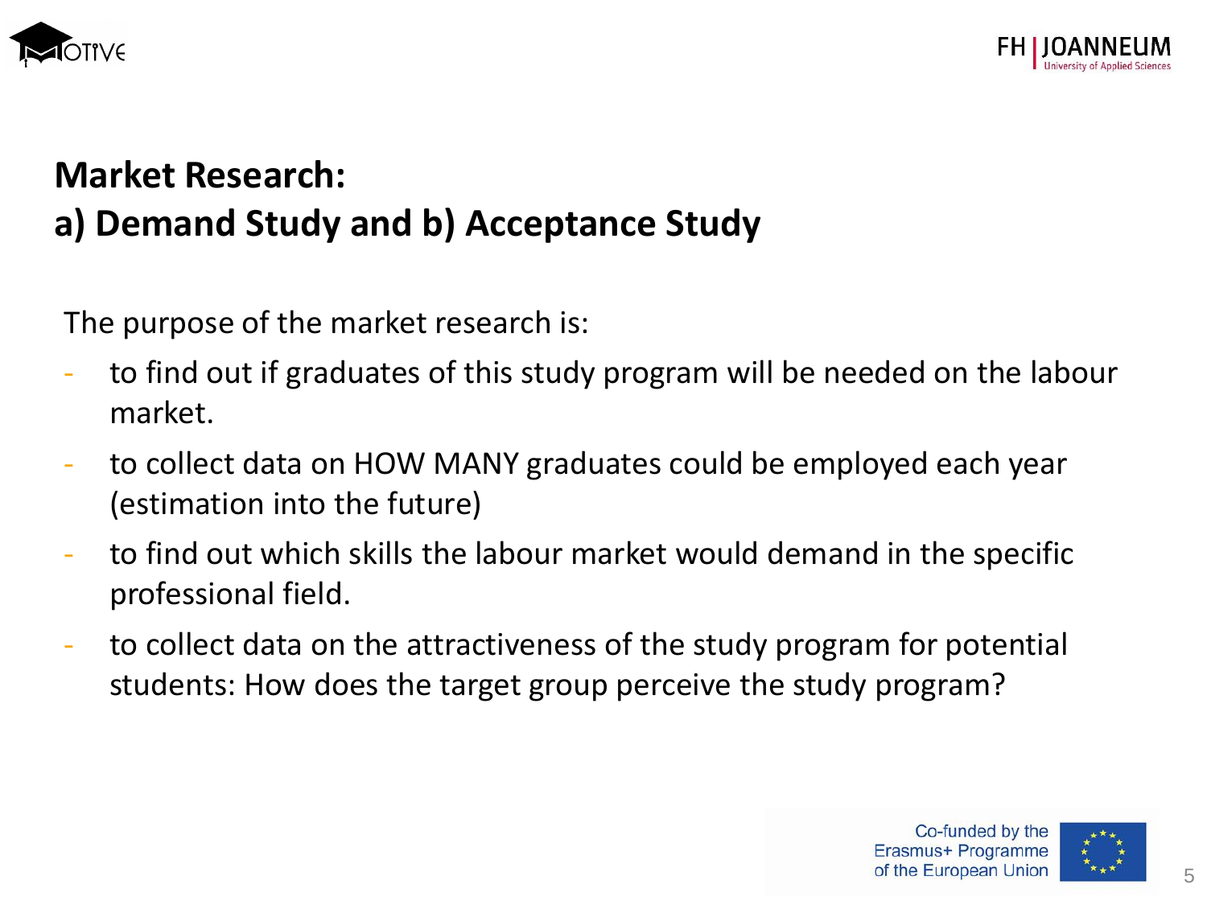# Market Research:
# a) Demand Study and b) Acceptance Study

The purpose of the market research is:

- to find out if graduates of this study program will be needed on the labour market.
- to collect data on HOW MANY graduates could be employed each year (estimation into the future)
- to find out which skills the labour market would demand in the specific professional field.
- to collect data on the attractiveness of the study program for potential students: How does the target group perceive the study program?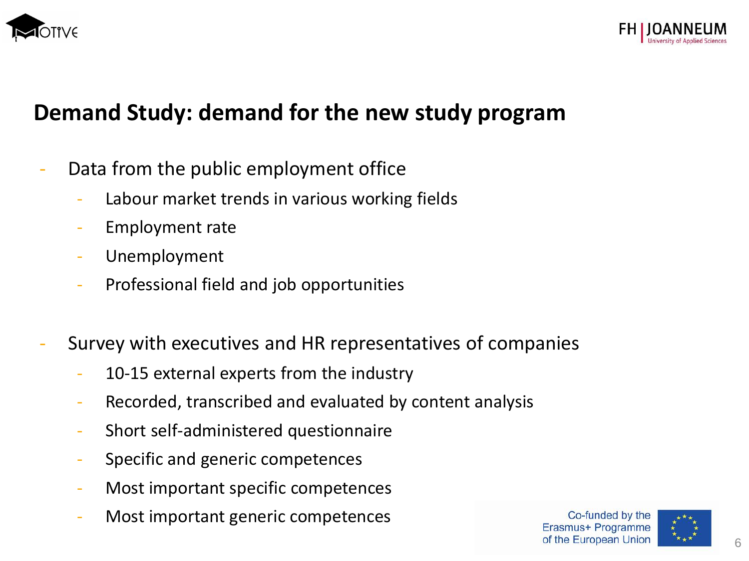## Demand Study: demand for the new study program

- Data from the public employment office
  - Labour market trends in various working fields
  - Employment rate
  - Unemployment
  - Professional field and job opportunities

- Survey with executives and HR representatives of companies
  - 10-15 external experts from the industry
  - Recorded, transcribed and evaluated by content analysis
  - Short self-administered questionnaire
  - Specific and generic competences
  - Most important specific competences
  - Most important generic competences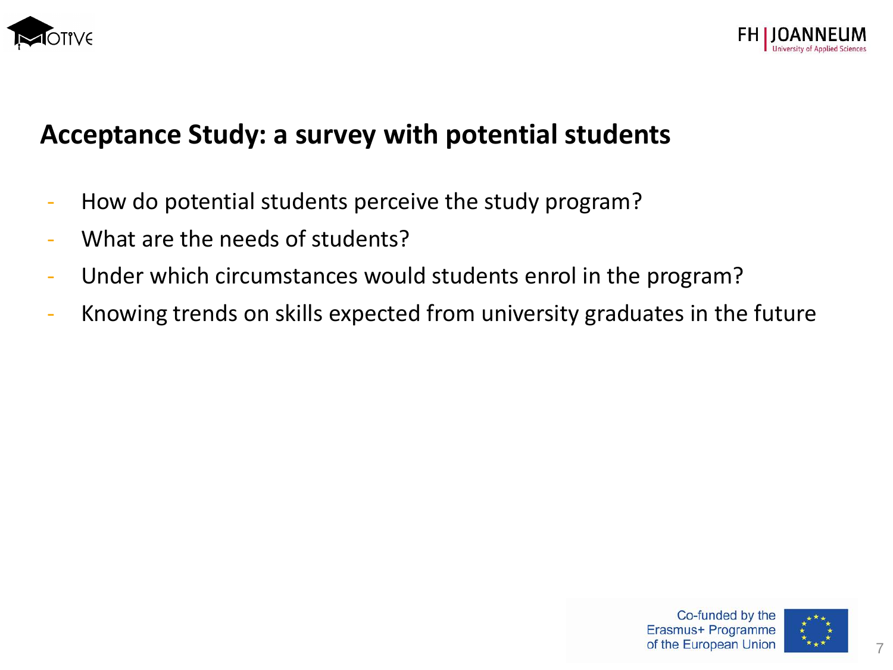## Acceptance Study: a survey with potential students

- How do potential students perceive the study program?
- What are the needs of students?
- Under which circumstances would students enrol in the program?
- Knowing trends on skills expected from university graduates in the future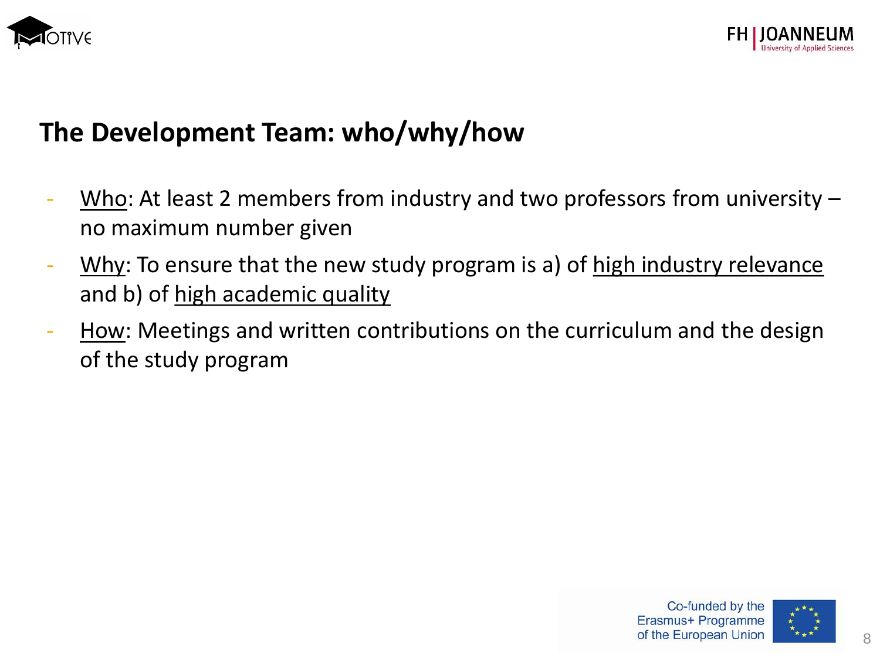## The Development Team: who/why/how

- <u>Who</u>: At least 2 members from industry and two professors from university – no maximum number given
- <u>Why</u>: To ensure that the new study program is a) of <u>high industry relevance</u> and b) of <u>high academic quality</u>
- <u>How</u>: Meetings and written contributions on the curriculum and the design of the study program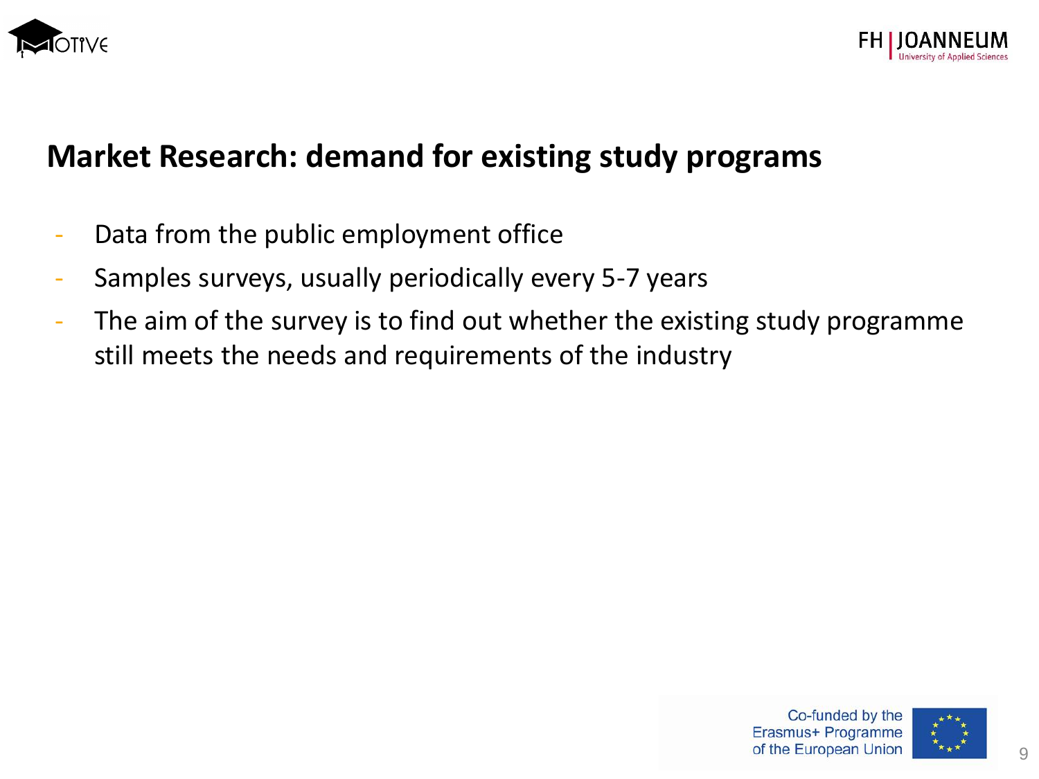## Market Research: demand for existing study programs

- Data from the public employment office
- Samples surveys, usually periodically every 5-7 years
- The aim of the survey is to find out whether the existing study programme still meets the needs and requirements of the industry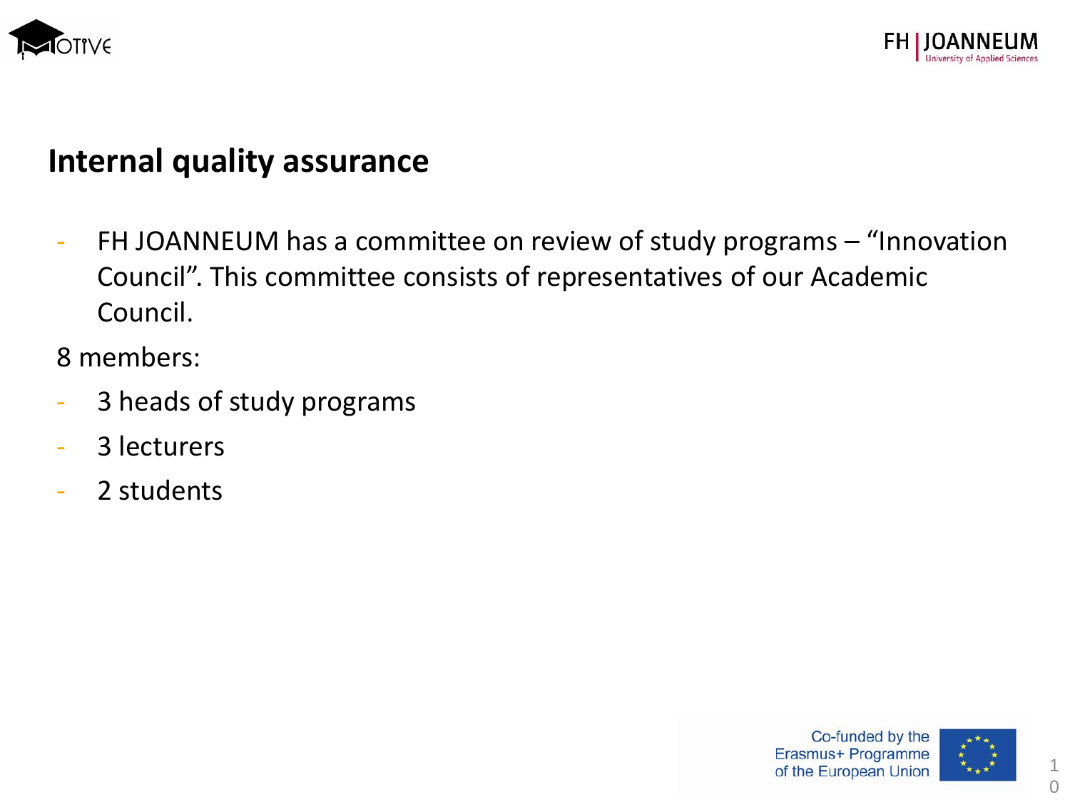## Internal quality assurance

- FH JOANNEUM has a committee on review of study programs – "Innovation Council". This committee consists of representatives of our Academic Council.

8 members:

- 3 heads of study programs
- 3 lecturers
- 2 students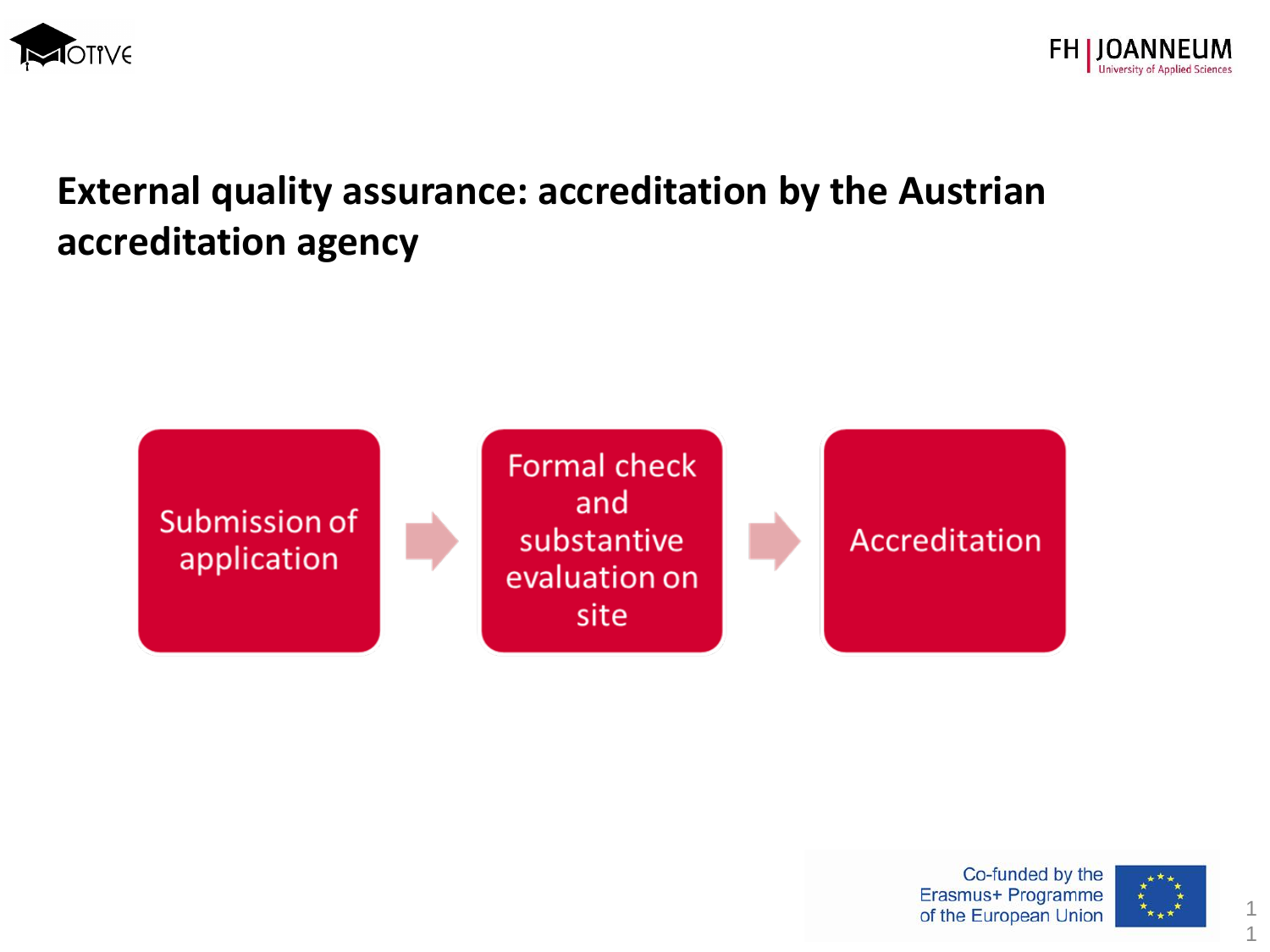# External quality assurance: accreditation by the Austrian accreditation agency

Submission of application → Formal check and substantive evaluation on site → Accreditation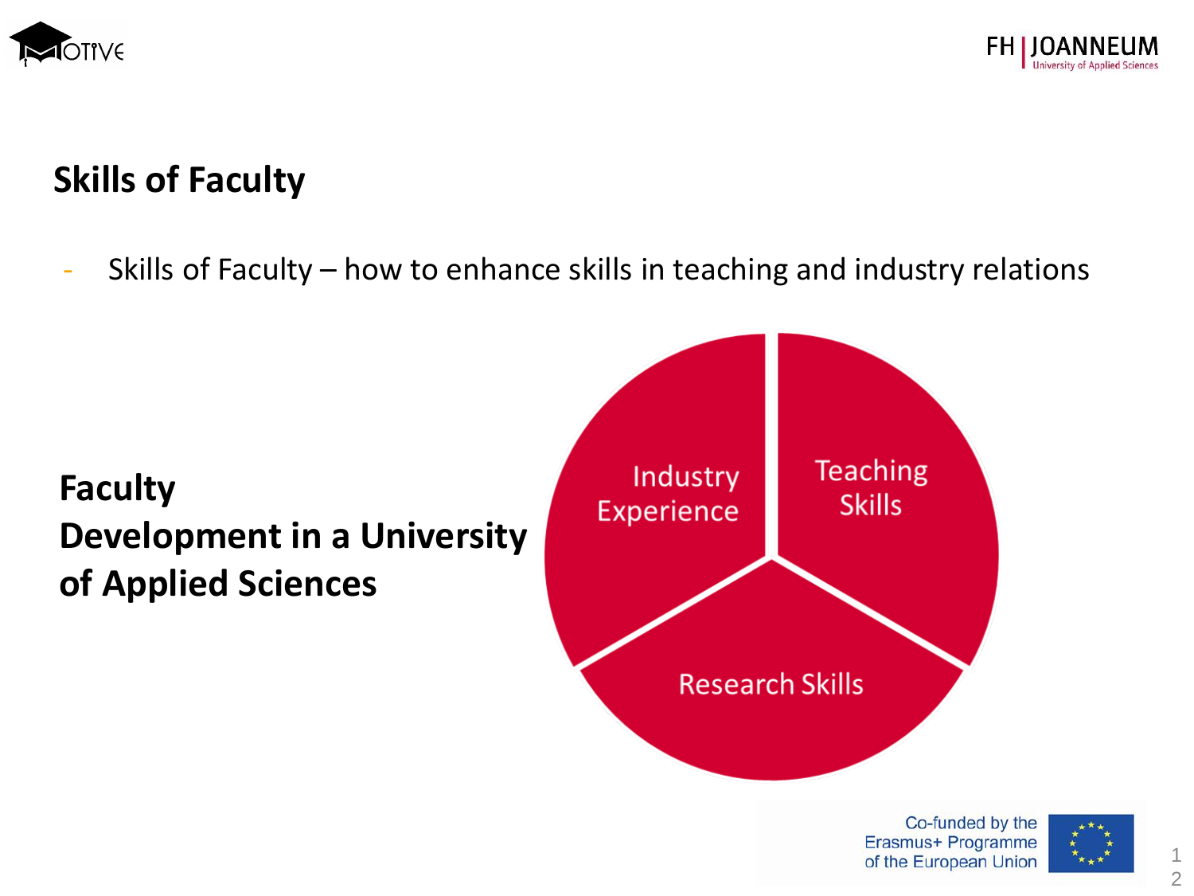## Skills of Faculty

- Skills of Faculty – how to enhance skills in teaching and industry relations

**Faculty Development in a University of Applied Sciences**

Industry Experience

Teaching Skills

Research Skills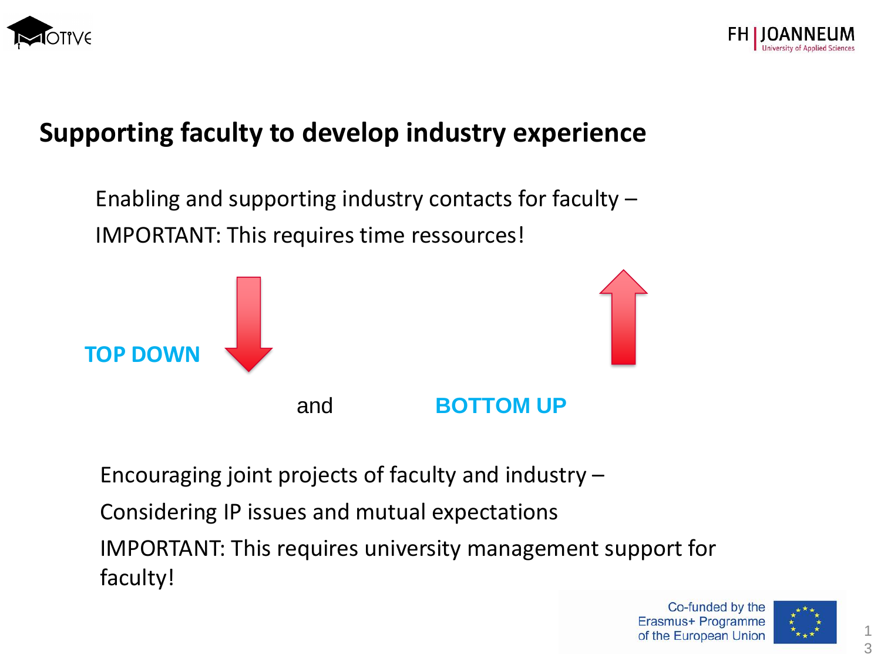# Supporting faculty to develop industry experience

Enabling and supporting industry contacts for faculty –

IMPORTANT: This requires time ressources!

**TOP DOWN**

and **BOTTOM UP**

Encouraging joint projects of faculty and industry –

Considering IP issues and mutual expectations

IMPORTANT: This requires university management support for faculty!

Co-funded by the Erasmus+ Programme of the European Union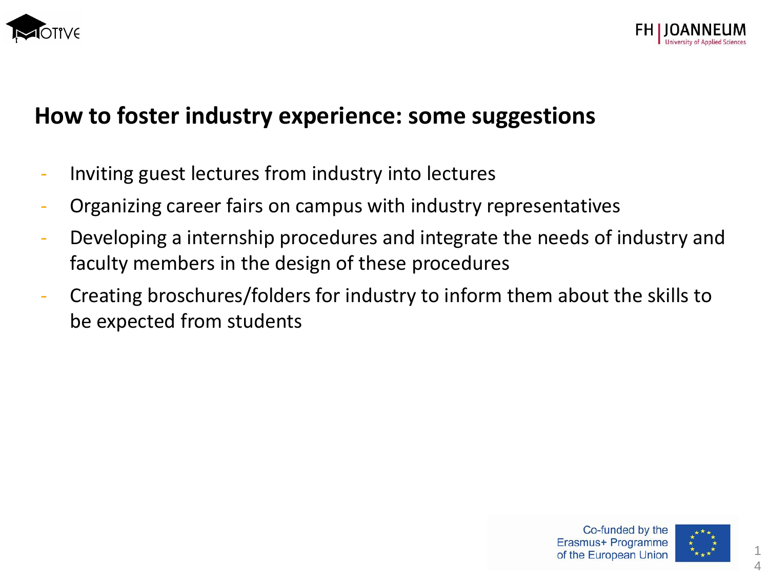## How to foster industry experience: some suggestions

- Inviting guest lectures from industry into lectures
- Organizing career fairs on campus with industry representatives
- Developing a internship procedures and integrate the needs of industry and faculty members in the design of these procedures
- Creating broschures/folders for industry to inform them about the skills to be expected from students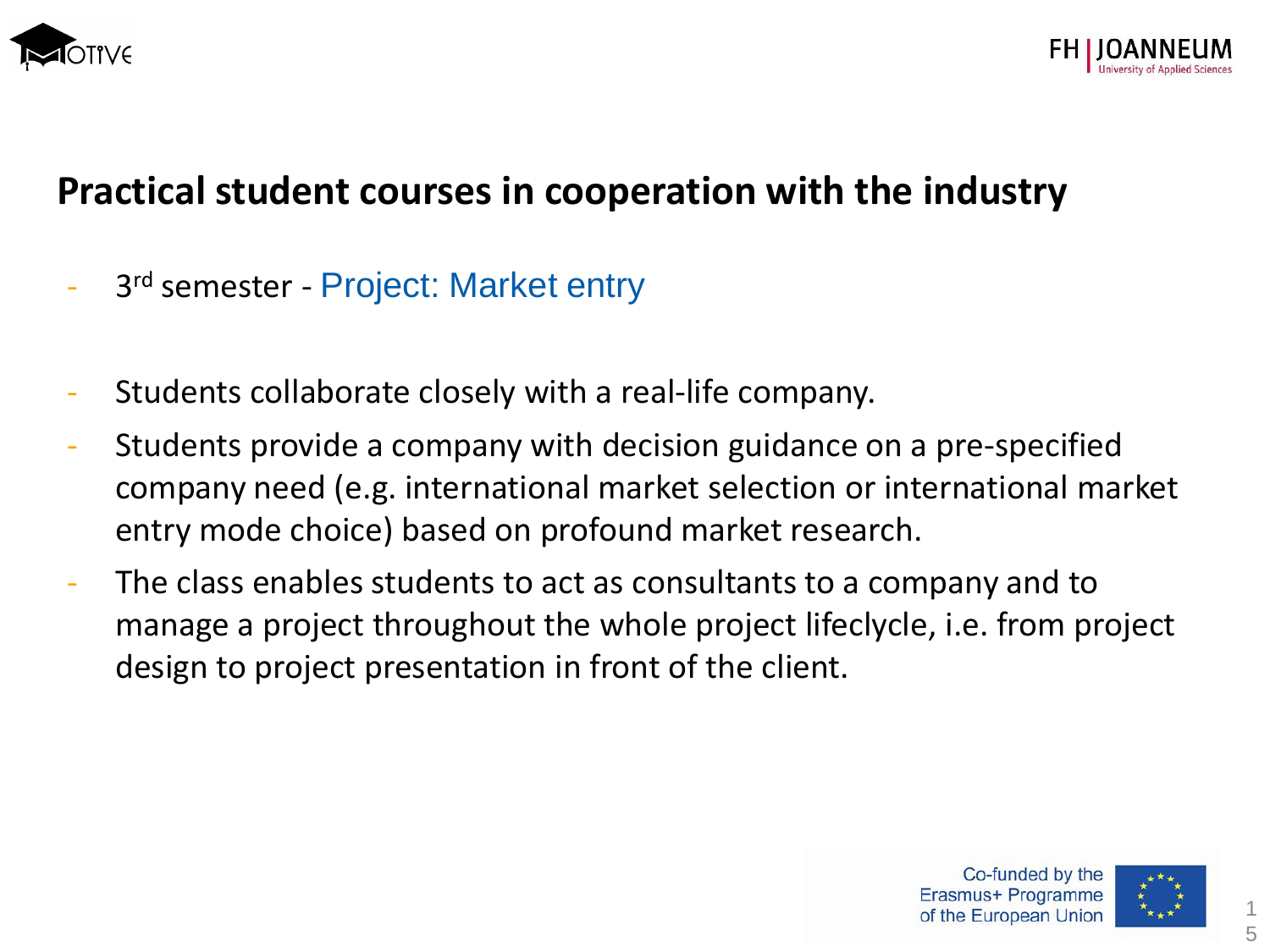# Practical student courses in cooperation with the industry

- 3rd semester - Project: Market entry

- Students collaborate closely with a real-life company.
- Students provide a company with decision guidance on a pre-specified company need (e.g. international market selection or international market entry mode choice) based on profound market research.
- The class enables students to act as consultants to a company and to manage a project throughout the whole project lifecycle, i.e. from project design to project presentation in front of the client.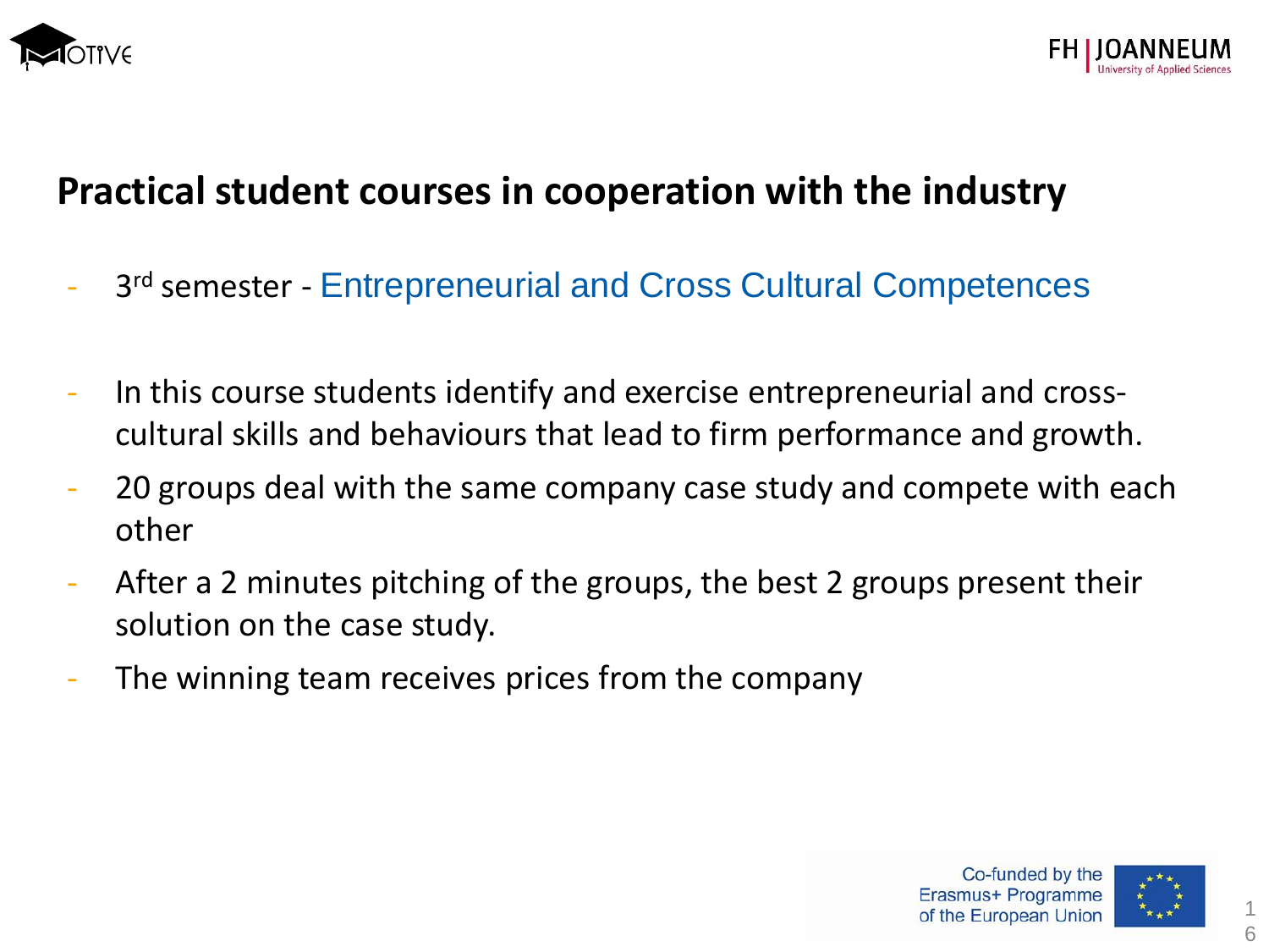# Practical student courses in cooperation with the industry

- 3rd semester - Entrepreneurial and Cross Cultural Competences

- In this course students identify and exercise entrepreneurial and cross-cultural skills and behaviours that lead to firm performance and growth.
- 20 groups deal with the same company case study and compete with each other
- After a 2 minutes pitching of the groups, the best 2 groups present their solution on the case study.
- The winning team receives prices from the company

Co-funded by the Erasmus+ Programme of the European Union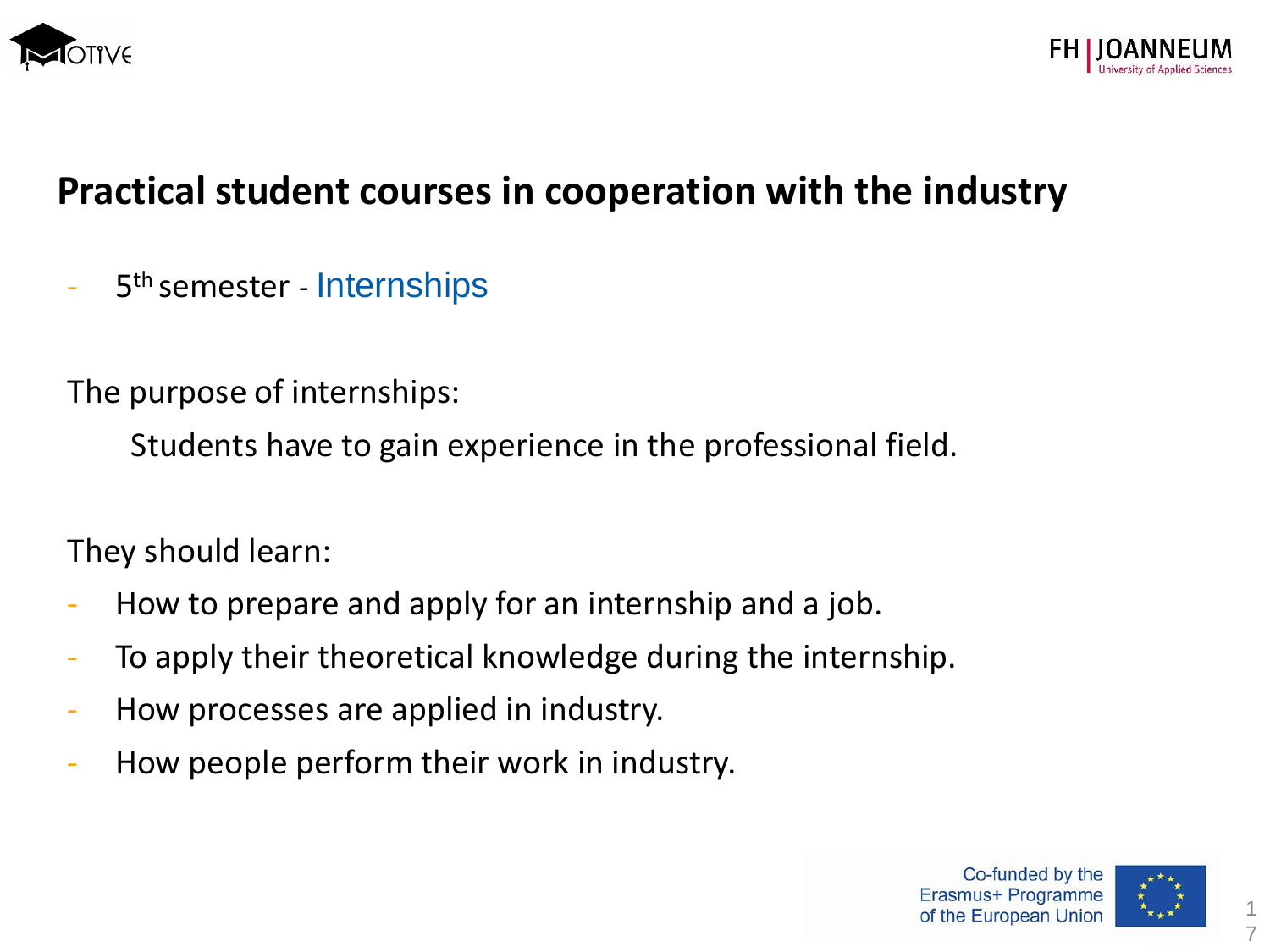# Practical student courses in cooperation with the industry

- 5th semester - Internships

The purpose of internships:

Students have to gain experience in the professional field.

They should learn:

- How to prepare and apply for an internship and a job.
- To apply their theoretical knowledge during the internship.
- How processes are applied in industry.
- How people perform their work in industry.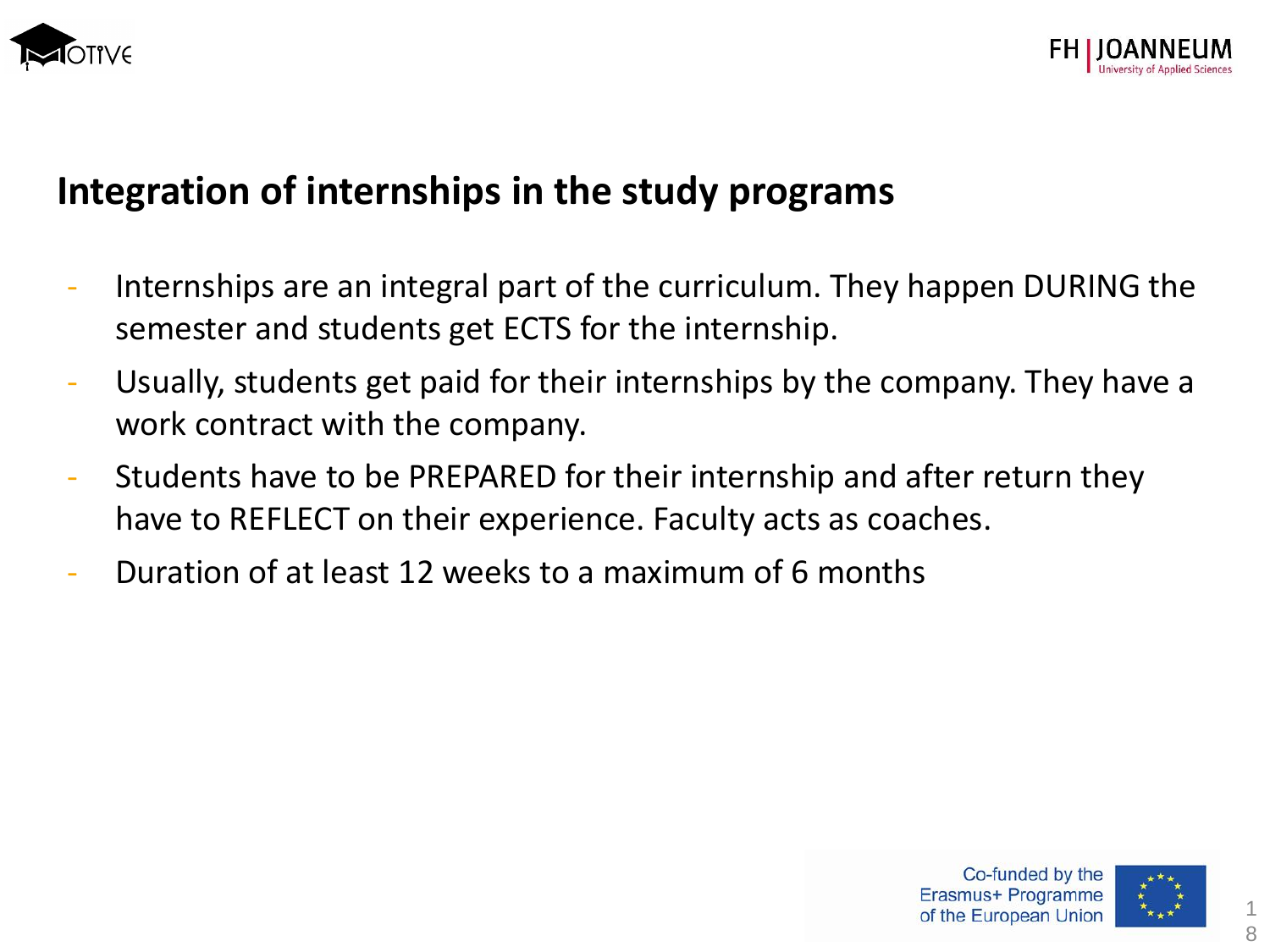## Integration of internships in the study programs

- Internships are an integral part of the curriculum. They happen DURING the semester and students get ECTS for the internship.
- Usually, students get paid for their internships by the company. They have a work contract with the company.
- Students have to be PREPARED for their internship and after return they have to REFLECT on their experience. Faculty acts as coaches.
- Duration of at least 12 weeks to a maximum of 6 months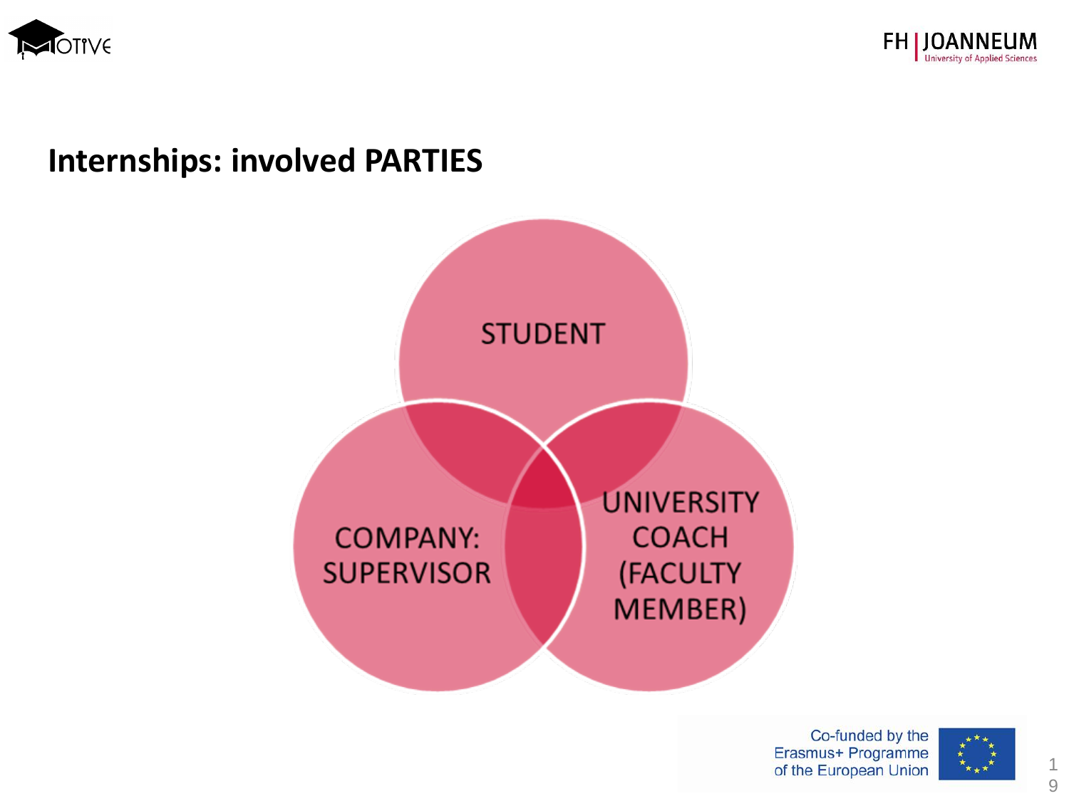## Internships: involved PARTIES

STUDENT

COMPANY: SUPERVISOR

UNIVERSITY COACH (FACULTY MEMBER)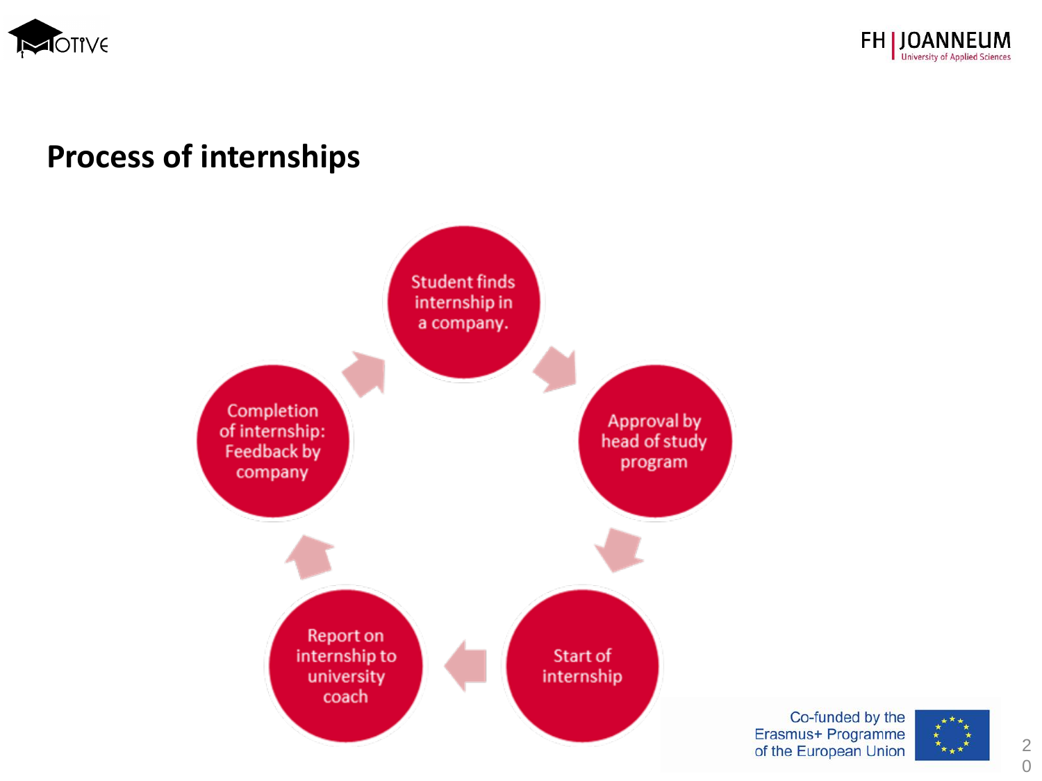# Process of internships

1. Student finds internship in a company.
2. Approval by head of study program
3. Start of internship
4. Report on internship to university coach
5. Completion of internship: Feedback by company

Co-funded by the Erasmus+ Programme of the European Union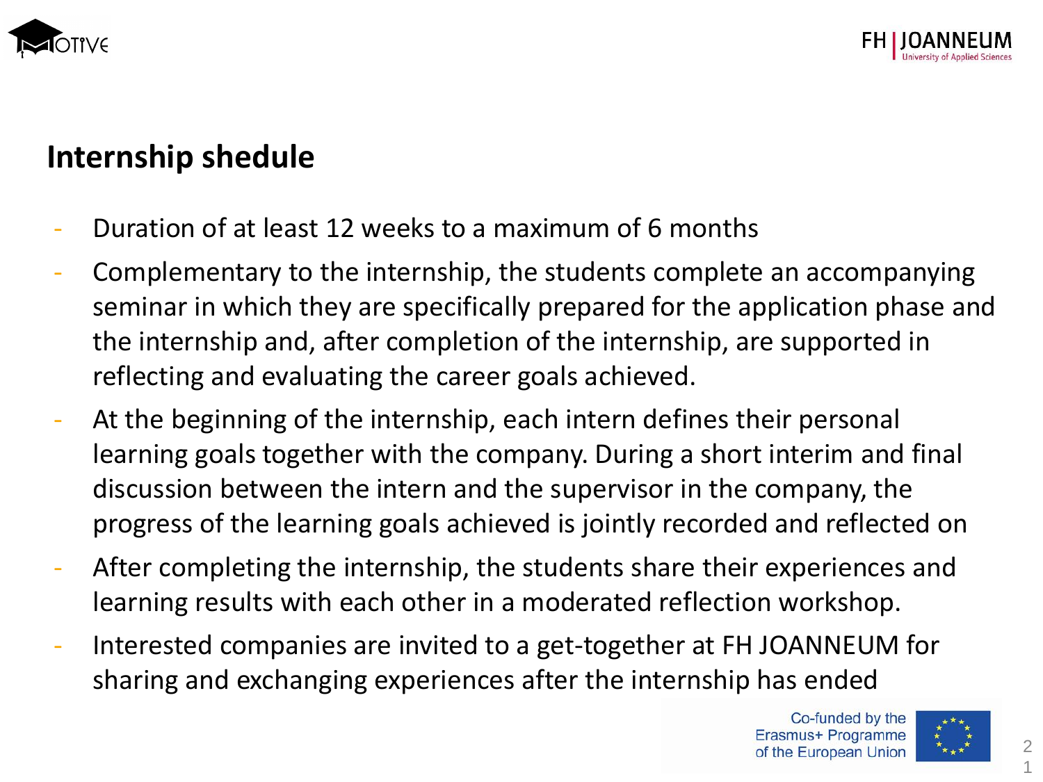## Internship shedule

- Duration of at least 12 weeks to a maximum of 6 months
- Complementary to the internship, the students complete an accompanying seminar in which they are specifically prepared for the application phase and the internship and, after completion of the internship, are supported in reflecting and evaluating the career goals achieved.
- At the beginning of the internship, each intern defines their personal learning goals together with the company. During a short interim and final discussion between the intern and the supervisor in the company, the progress of the learning goals achieved is jointly recorded and reflected on
- After completing the internship, the students share their experiences and learning results with each other in a moderated reflection workshop.
- Interested companies are invited to a get-together at FH JOANNEUM for sharing and exchanging experiences after the internship has ended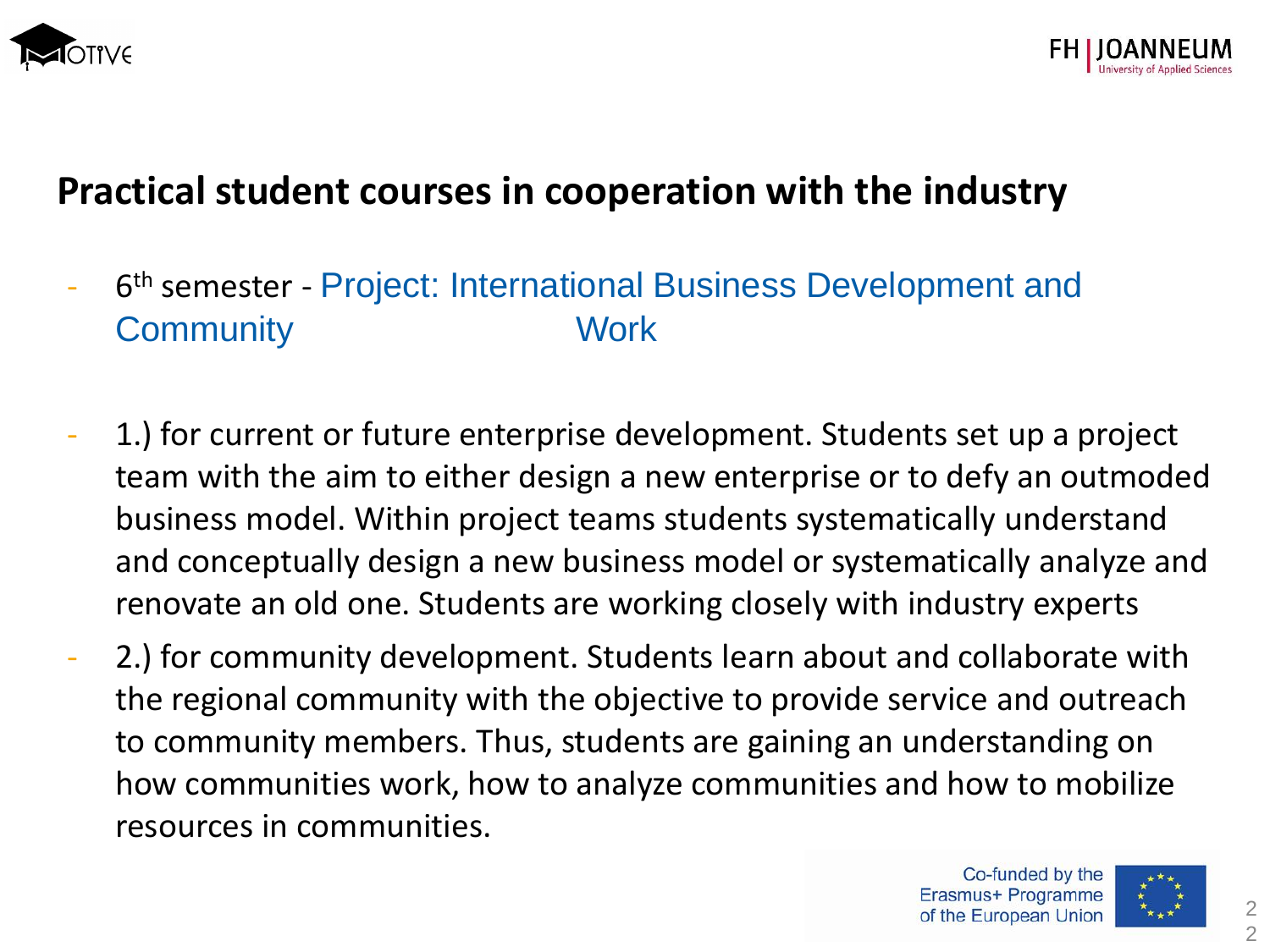## Practical student courses in cooperation with the industry

- 6th semester - Project: International Business Development and Community Work

- 1.) for current or future enterprise development. Students set up a project team with the aim to either design a new enterprise or to defy an outmoded business model. Within project teams students systematically understand and conceptually design a new business model or systematically analyze and renovate an old one. Students are working closely with industry experts
- 2.) for community development. Students learn about and collaborate with the regional community with the objective to provide service and outreach to community members. Thus, students are gaining an understanding on how communities work, how to analyze communities and how to mobilize resources in communities.

Co-funded by the Erasmus+ Programme of the European Union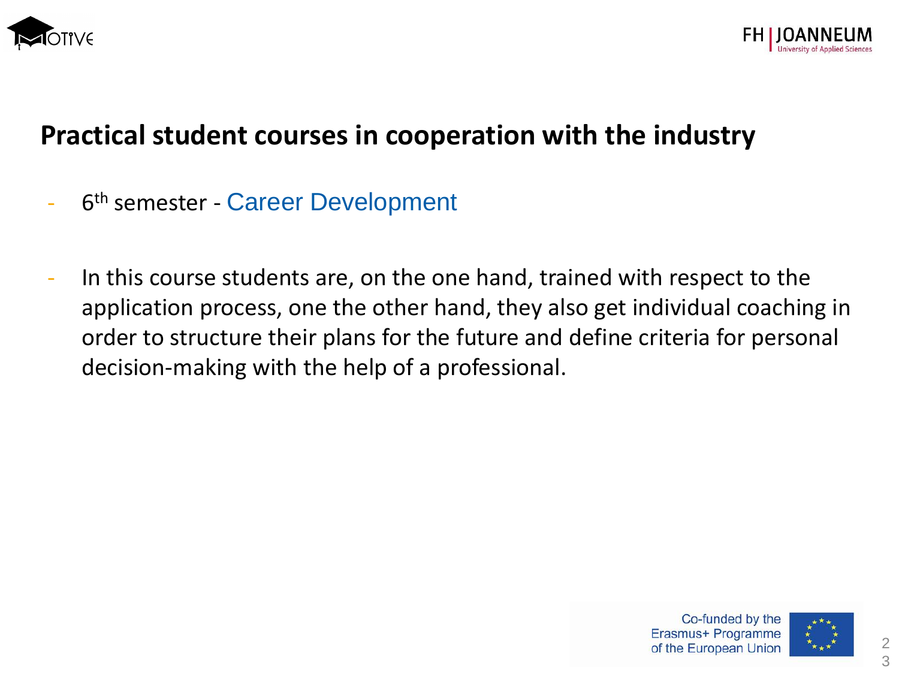# Practical student courses in cooperation with the industry

- 6th semester - Career Development

- In this course students are, on the one hand, trained with respect to the application process, one the other hand, they also get individual coaching in order to structure their plans for the future and define criteria for personal decision-making with the help of a professional.

Co-funded by the Erasmus+ Programme of the European Union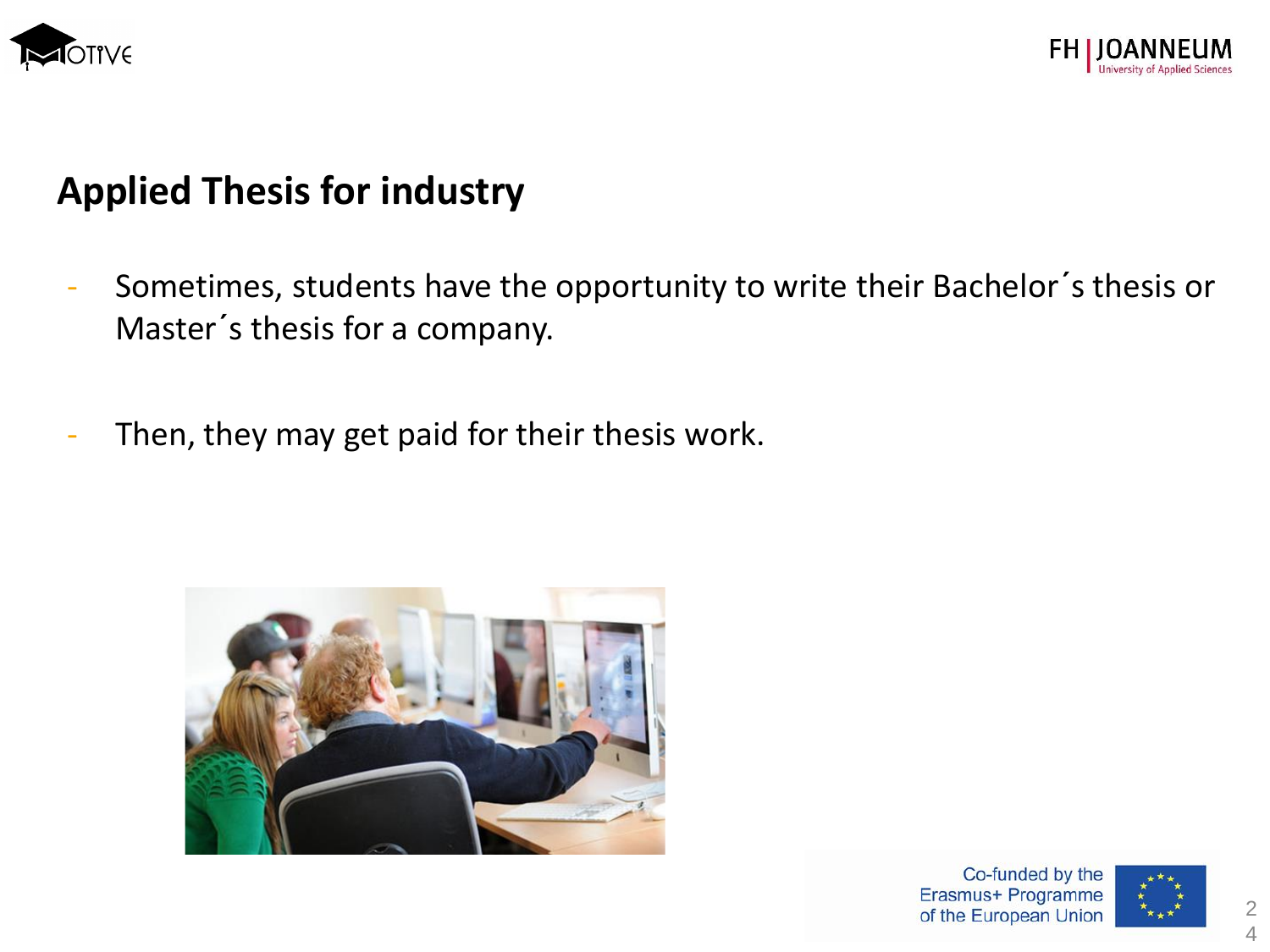## Applied Thesis for industry

- Sometimes, students have the opportunity to write their Bachelor´s thesis or Master´s thesis for a company.

- Then, they may get paid for their thesis work.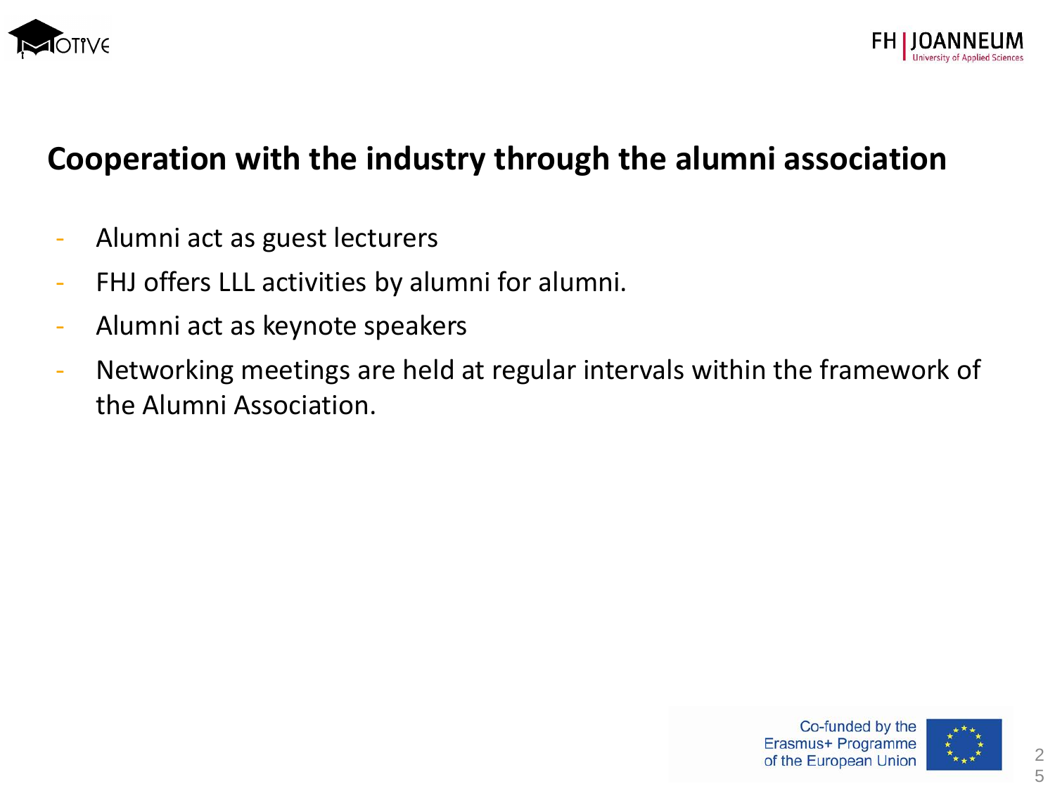# Cooperation with the industry through the alumni association

- Alumni act as guest lecturers
- FHJ offers LLL activities by alumni for alumni.
- Alumni act as keynote speakers
- Networking meetings are held at regular intervals within the framework of the Alumni Association.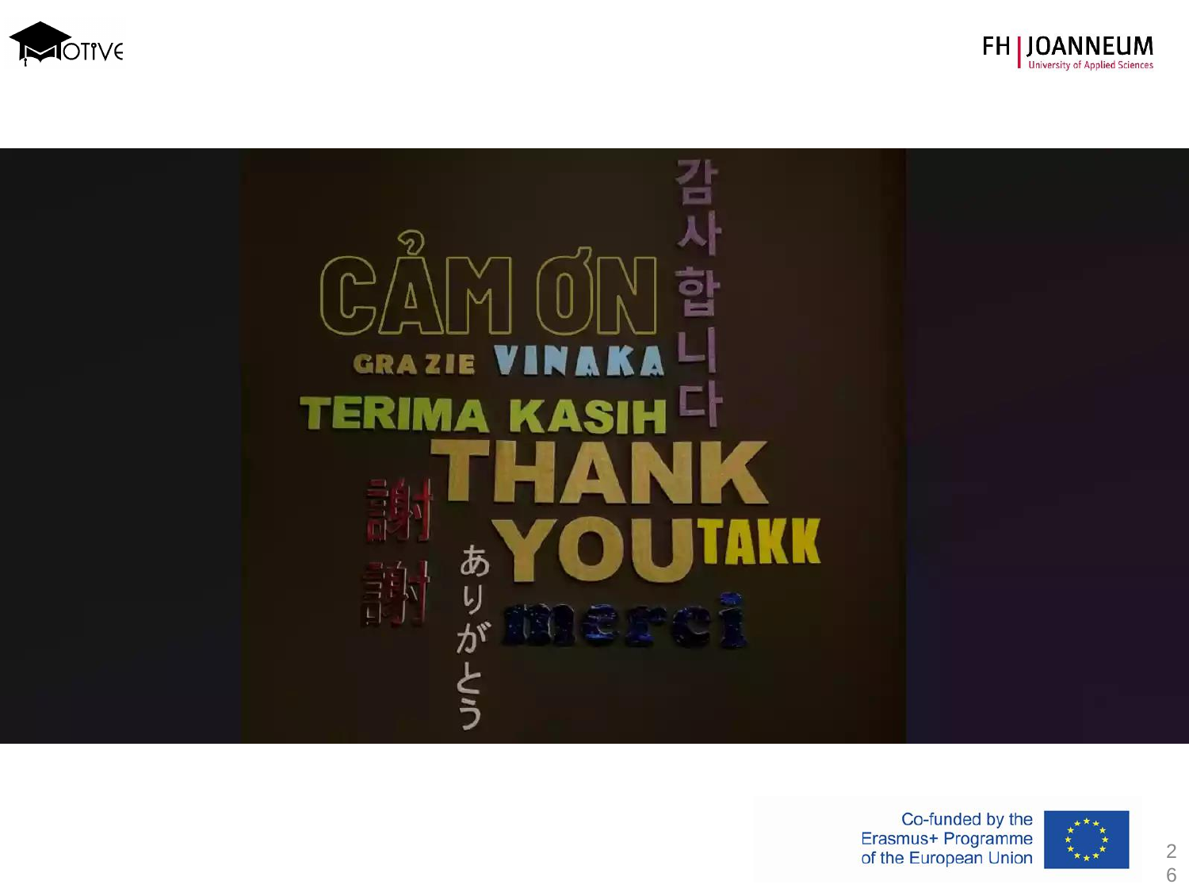CẢM ƠN

감사합니다

GRAZIE VINAKA

TERIMA KASIH

THANK YOU

謝謝

ありがとう

TAKK

merci

Co-funded by the Erasmus+ Programme of the European Union